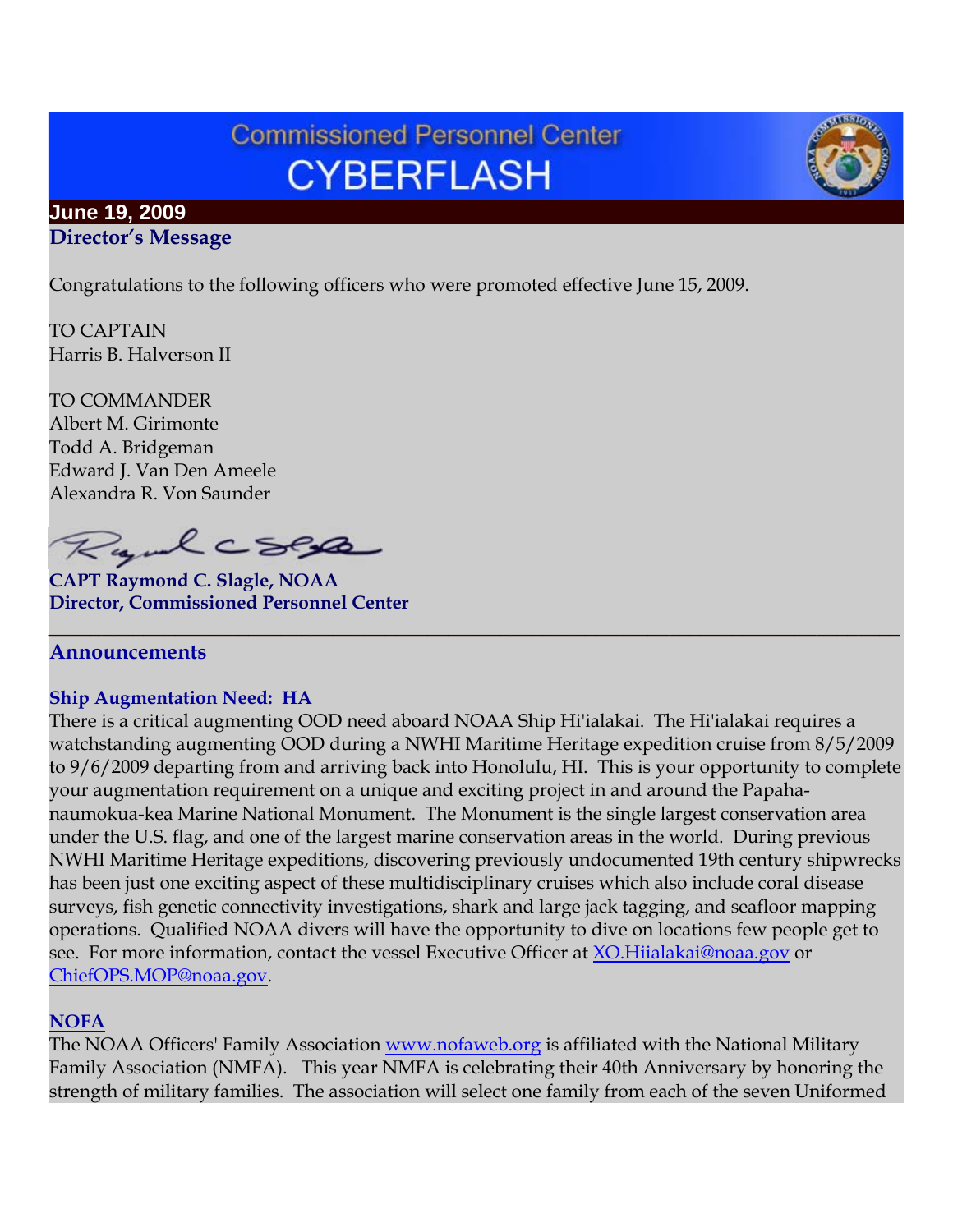# Commissioned Personnel Center CYBERFLASH

**June 19, 2009**

## Director's Message

Congratulations to the following officers who were promoted effective June 15, 2009.

TO CAPTAIN
Harris B. Halverson II

TO COMMANDER
Albert M. Girimonte
Todd A. Bridgeman
Edward J. Van Den Ameele
Alexandra R. Von Saunder

**CAPT Raymond C. Slagle, NOAA**
**Director, Commissioned Personnel Center**

---

## Announcements

### Ship Augmentation Need: HA

There is a critical augmenting OOD need aboard NOAA Ship Hi'ialakai. The Hi'ialakai requires a watchstanding augmenting OOD during a NWHI Maritime Heritage expedition cruise from 8/5/2009 to 9/6/2009 departing from and arriving back into Honolulu, HI. This is your opportunity to complete your augmentation requirement on a unique and exciting project in and around the Papahanaumokua-kea Marine National Monument. The Monument is the single largest conservation area under the U.S. flag, and one of the largest marine conservation areas in the world. During previous NWHI Maritime Heritage expeditions, discovering previously undocumented 19th century shipwrecks has been just one exciting aspect of these multidisciplinary cruises which also include coral disease surveys, fish genetic connectivity investigations, shark and large jack tagging, and seafloor mapping operations. Qualified NOAA divers will have the opportunity to dive on locations few people get to see. For more information, contact the vessel Executive Officer at XO.Hiialakai@noaa.gov or ChiefOPS.MOP@noaa.gov.

### NOFA

The NOAA Officers' Family Association www.nofaweb.org is affiliated with the National Military Family Association (NMFA). This year NMFA is celebrating their 40th Anniversary by honoring the strength of military families. The association will select one family from each of the seven Uniformed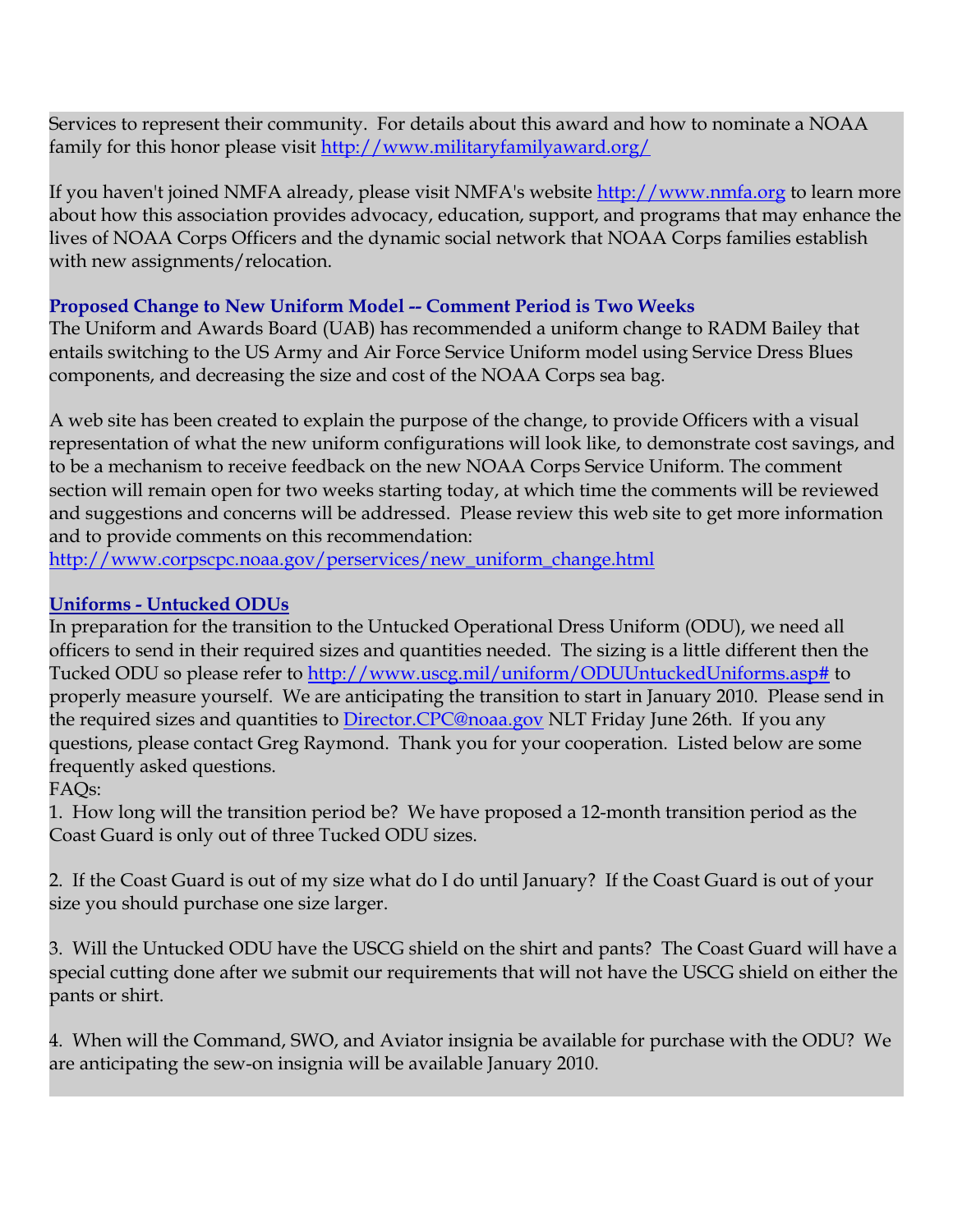Services to represent their community. For details about this award and how to nominate a NOAA family for this honor please visit http://www.militaryfamilyaward.org/

If you haven't joined NMFA already, please visit NMFA's website http://www.nmfa.org to learn more about how this association provides advocacy, education, support, and programs that may enhance the lives of NOAA Corps Officers and the dynamic social network that NOAA Corps families establish with new assignments/relocation.

### Proposed Change to New Uniform Model -- Comment Period is Two Weeks

The Uniform and Awards Board (UAB) has recommended a uniform change to RADM Bailey that entails switching to the US Army and Air Force Service Uniform model using Service Dress Blues components, and decreasing the size and cost of the NOAA Corps sea bag.

A web site has been created to explain the purpose of the change, to provide Officers with a visual representation of what the new uniform configurations will look like, to demonstrate cost savings, and to be a mechanism to receive feedback on the new NOAA Corps Service Uniform. The comment section will remain open for two weeks starting today, at which time the comments will be reviewed and suggestions and concerns will be addressed. Please review this web site to get more information and to provide comments on this recommendation:
http://www.corpscpc.noaa.gov/perservices/new_uniform_change.html

### Uniforms - Untucked ODUs

In preparation for the transition to the Untucked Operational Dress Uniform (ODU), we need all officers to send in their required sizes and quantities needed. The sizing is a little different then the Tucked ODU so please refer to http://www.uscg.mil/uniform/ODUUntuckedUniforms.asp# to properly measure yourself. We are anticipating the transition to start in January 2010. Please send in the required sizes and quantities to Director.CPC@noaa.gov NLT Friday June 26th. If you any questions, please contact Greg Raymond. Thank you for your cooperation. Listed below are some frequently asked questions.
FAQs:

1. How long will the transition period be? We have proposed a 12-month transition period as the Coast Guard is only out of three Tucked ODU sizes.

2. If the Coast Guard is out of my size what do I do until January? If the Coast Guard is out of your size you should purchase one size larger.

3. Will the Untucked ODU have the USCG shield on the shirt and pants? The Coast Guard will have a special cutting done after we submit our requirements that will not have the USCG shield on either the pants or shirt.

4. When will the Command, SWO, and Aviator insignia be available for purchase with the ODU? We are anticipating the sew-on insignia will be available January 2010.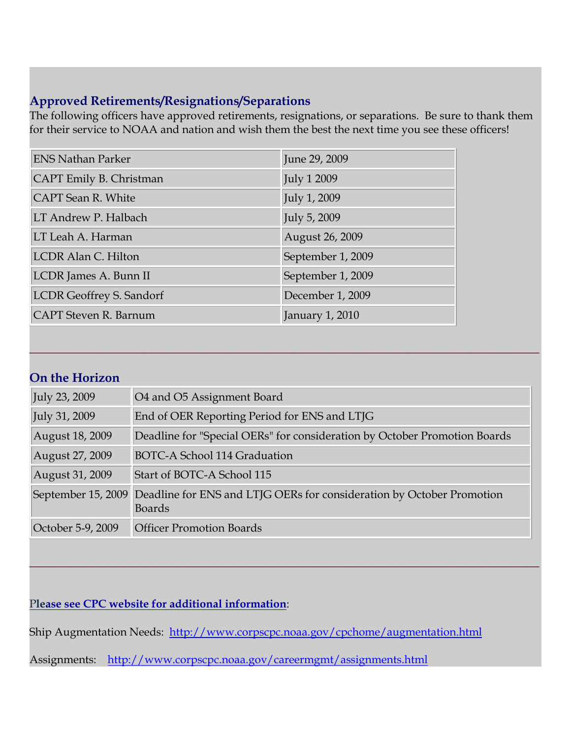## Approved Retirements/Resignations/Separations

The following officers have approved retirements, resignations, or separations. Be sure to thank them for their service to NOAA and nation and wish them the best the next time you see these officers!

| | |
|---|---|
| ENS Nathan Parker | June 29, 2009 |
| CAPT Emily B. Christman | July 1 2009 |
| CAPT Sean R. White | July 1, 2009 |
| LT Andrew P. Halbach | July 5, 2009 |
| LT Leah A. Harman | August 26, 2009 |
| LCDR Alan C. Hilton | September 1, 2009 |
| LCDR James A. Bunn II | September 1, 2009 |
| LCDR Geoffrey S. Sandorf | December 1, 2009 |
| CAPT Steven R. Barnum | January 1, 2010 |

---

## On the Horizon

| | |
|---|---|
| July 23, 2009 | O4 and O5 Assignment Board |
| July 31, 2009 | End of OER Reporting Period for ENS and LTJG |
| August 18, 2009 | Deadline for "Special OERs" for consideration by October Promotion Boards |
| August 27, 2009 | BOTC-A School 114 Graduation |
| August 31, 2009 | Start of BOTC-A School 115 |
| September 15, 2009 | Deadline for ENS and LTJG OERs for consideration by October Promotion Boards |
| October 5-9, 2009 | Officer Promotion Boards |

---

**Please see CPC website for additional information**:

Ship Augmentation Needs: http://www.corpscpc.noaa.gov/cpchome/augmentation.html

Assignments: http://www.corpscpc.noaa.gov/careermgmt/assignments.html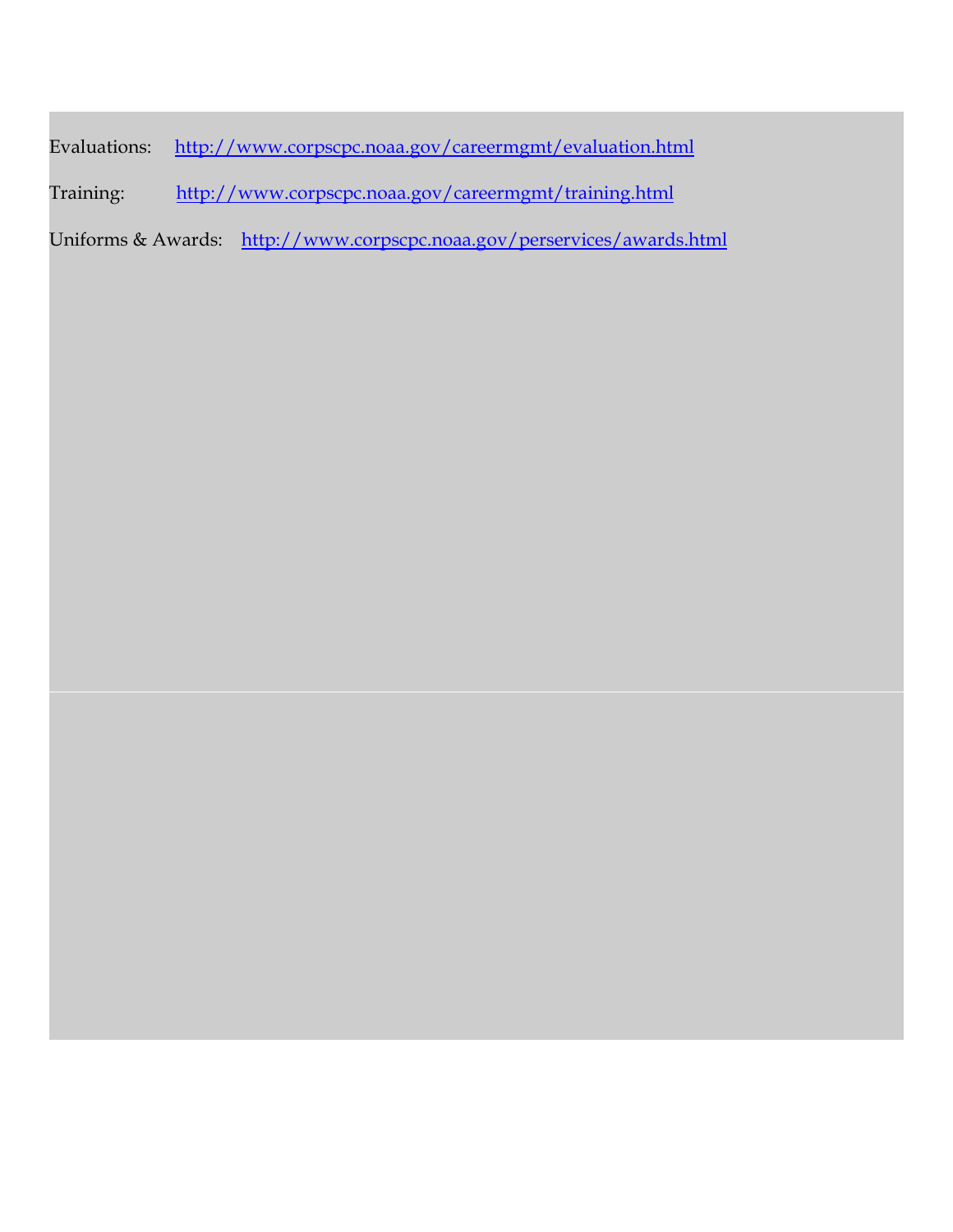Evaluations: http://www.corpscpc.noaa.gov/careermgmt/evaluation.html

Training: http://www.corpscpc.noaa.gov/careermgmt/training.html

Uniforms & Awards: http://www.corpscpc.noaa.gov/perservices/awards.html